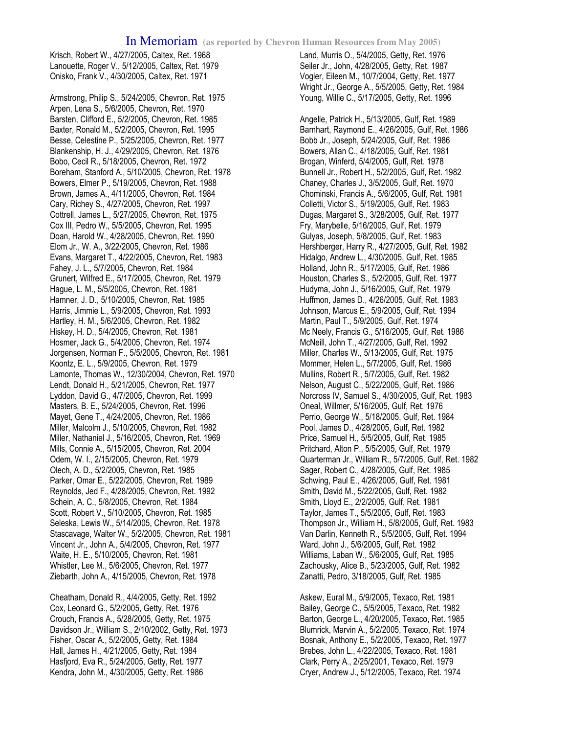# In Memoriam (as reported by Chevron Human Resources from May 2005)

Krisch, Robert W., 4/27/2005, Caltex, Ret. 1968
Lanouette, Roger V., 5/12/2005, Caltex, Ret. 1979
Onisko, Frank V., 4/30/2005, Caltex, Ret. 1971

Armstrong, Philip S., 5/24/2005, Chevron, Ret. 1975
Arpen, Lena S., 5/6/2005, Chevron, Ret. 1970
Barsten, Clifford E., 5/2/2005, Chevron, Ret. 1985
Baxter, Ronald M., 5/2/2005, Chevron, Ret. 1995
Besse, Celestine P., 5/25/2005, Chevron, Ret. 1977
Blankenship, H. J., 4/29/2005, Chevron, Ret. 1976
Bobo, Cecil R., 5/18/2005, Chevron, Ret. 1972
Boreham, Stanford A., 5/10/2005, Chevron, Ret. 1978
Bowers, Elmer P., 5/19/2005, Chevron, Ret. 1988
Brown, James A., 4/11/2005, Chevron, Ret. 1984
Cary, Richey S., 4/27/2005, Chevron, Ret. 1997
Cottrell, James L., 5/27/2005, Chevron, Ret. 1975
Cox III, Pedro W., 5/5/2005, Chevron, Ret. 1995
Doan, Harold W., 4/28/2005, Chevron, Ret. 1990
Elom Jr., W. A., 3/22/2005, Chevron, Ret. 1986
Evans, Margaret T., 4/22/2005, Chevron, Ret. 1983
Fahey, J. L., 5/7/2005, Chevron, Ret. 1984
Grunert, Wilfred E., 5/17/2005, Chevron, Ret. 1979
Hague, L. M., 5/5/2005, Chevron, Ret. 1981
Hamner, J. D., 5/10/2005, Chevron, Ret. 1985
Harris, Jimmie L., 5/9/2005, Chevron, Ret. 1993
Hartley, H. M., 5/6/2005, Chevron, Ret. 1982
Hiskey, H. D., 5/4/2005, Chevron, Ret. 1981
Hosmer, Jack G., 5/4/2005, Chevron, Ret. 1974
Jorgensen, Norman F., 5/5/2005, Chevron, Ret. 1981
Koontz, E. L., 5/9/2005, Chevron, Ret. 1979
Lamonte, Thomas W., 12/30/2004, Chevron, Ret. 1970
Lendt, Donald H., 5/21/2005, Chevron, Ret. 1977
Lyddon, David G., 4/7/2005, Chevron, Ret. 1999
Masters, B. E., 5/24/2005, Chevron, Ret. 1996
Mayet, Gene T., 4/24/2005, Chevron, Ret. 1986
Miller, Malcolm J., 5/10/2005, Chevron, Ret. 1982
Miller, Nathaniel J., 5/16/2005, Chevron, Ret. 1969
Mills, Connie A., 5/15/2005, Chevron, Ret. 2004
Odem, W. I., 2/15/2005, Chevron, Ret. 1979
Olech, A. D., 5/2/2005, Chevron, Ret. 1985
Parker, Omar E., 5/22/2005, Chevron, Ret. 1989
Reynolds, Jed F., 4/28/2005, Chevron, Ret. 1992
Schein, A. C., 5/8/2005, Chevron, Ret. 1984
Scott, Robert V., 5/10/2005, Chevron, Ret. 1985
Seleska, Lewis W., 5/14/2005, Chevron, Ret. 1978
Stascavage, Walter W., 5/2/2005, Chevron, Ret. 1981
Vincent Jr., John A., 5/4/2005, Chevron, Ret. 1977
Waite, H. E., 5/10/2005, Chevron, Ret. 1981
Whistler, Lee M., 5/6/2005, Chevron, Ret. 1977
Ziebarth, John A., 4/15/2005, Chevron, Ret. 1978

Cheatham, Donald R., 4/4/2005, Getty, Ret. 1992
Cox, Leonard G., 5/2/2005, Getty, Ret. 1976
Crouch, Francis A., 5/28/2005, Getty, Ret. 1975
Davidson Jr., William S., 2/10/2002, Getty, Ret. 1973
Fisher, Oscar A., 5/2/2005, Getty, Ret. 1984
Hall, James H., 4/21/2005, Getty, Ret. 1984
Hasfjord, Eva R., 5/24/2005, Getty, Ret. 1977
Kendra, John M., 4/30/2005, Getty, Ret. 1986
Land, Murris O., 5/4/2005, Getty, Ret. 1976
Seiler Jr., John, 4/28/2005, Getty, Ret. 1987
Vogler, Eileen M., 10/7/2004, Getty, Ret. 1977
Wright Jr., George A., 5/5/2005, Getty, Ret. 1984
Young, Willie C., 5/17/2005, Getty, Ret. 1996

Angelle, Patrick H., 5/13/2005, Gulf, Ret. 1989
Barnhart, Raymond E., 4/26/2005, Gulf, Ret. 1986
Bobb Jr., Joseph, 5/24/2005, Gulf, Ret. 1986
Bowers, Allan C., 4/18/2005, Gulf, Ret. 1981
Brogan, Winferd, 5/4/2005, Gulf, Ret. 1978
Bunnell Jr., Robert H., 5/2/2005, Gulf, Ret. 1982
Chaney, Charles J., 3/5/2005, Gulf, Ret. 1970
Chominski, Francis A., 5/6/2005, Gulf, Ret. 1981
Colletti, Victor S., 5/19/2005, Gulf, Ret. 1983
Dugas, Margaret S., 3/28/2005, Gulf, Ret. 1977
Fry, Marybelle, 5/16/2005, Gulf, Ret. 1979
Gulyas, Joseph, 5/8/2005, Gulf, Ret. 1983
Hershberger, Harry R., 4/27/2005, Gulf, Ret. 1982
Hidalgo, Andrew L., 4/30/2005, Gulf, Ret. 1985
Holland, John R., 5/17/2005, Gulf, Ret. 1986
Houston, Charles S., 5/2/2005, Gulf, Ret. 1977
Hudyma, John J., 5/16/2005, Gulf, Ret. 1979
Huffmon, James D., 4/26/2005, Gulf, Ret. 1983
Johnson, Marcus E., 5/9/2005, Gulf, Ret. 1994
Martin, Paul T., 5/9/2005, Gulf, Ret. 1974
Mc Neely, Francis G., 5/16/2005, Gulf, Ret. 1986
McNeill, John T., 4/27/2005, Gulf, Ret. 1992
Miller, Charles W., 5/13/2005, Gulf, Ret. 1975
Mommer, Helen L., 5/7/2005, Gulf, Ret. 1986
Mullins, Robert R., 5/7/2005, Gulf, Ret. 1982
Nelson, August C., 5/22/2005, Gulf, Ret. 1986
Norcross IV, Samuel S., 4/30/2005, Gulf, Ret. 1983
Oneal, Willmer, 5/16/2005, Gulf, Ret. 1976
Perrio, George W., 5/18/2005, Gulf, Ret. 1984
Pool, James D., 4/28/2005, Gulf, Ret. 1982
Price, Samuel H., 5/5/2005, Gulf, Ret. 1985
Pritchard, Alton P., 5/5/2005, Gulf, Ret. 1979
Quarterman Jr., William R., 5/7/2005, Gulf, Ret. 1982
Sager, Robert C., 4/28/2005, Gulf, Ret. 1985
Schwing, Paul E., 4/26/2005, Gulf, Ret. 1981
Smith, David M., 5/22/2005, Gulf, Ret. 1982
Smith, Lloyd E., 2/2/2005, Gulf, Ret. 1981
Taylor, James T., 5/5/2005, Gulf, Ret. 1983
Thompson Jr., William H., 5/8/2005, Gulf, Ret. 1983
Van Darlin, Kenneth R., 5/5/2005, Gulf, Ret. 1994
Ward, John J., 5/6/2005, Gulf, Ret. 1982
Williams, Laban W., 5/6/2005, Gulf, Ret. 1985
Zachousky, Alice B., 5/23/2005, Gulf, Ret. 1982
Zanatti, Pedro, 3/18/2005, Gulf, Ret. 1985

Askew, Eural M., 5/9/2005, Texaco, Ret. 1981
Bailey, George C., 5/5/2005, Texaco, Ret. 1982
Barton, George L., 4/20/2005, Texaco, Ret. 1985
Blumrick, Marvin A., 5/2/2005, Texaco, Ret. 1974
Bosnak, Anthony E., 5/2/2005, Texaco, Ret. 1977
Brebes, John L., 4/22/2005, Texaco, Ret. 1981
Clark, Perry A., 2/25/2001, Texaco, Ret. 1979
Cryer, Andrew J., 5/12/2005, Texaco, Ret. 1974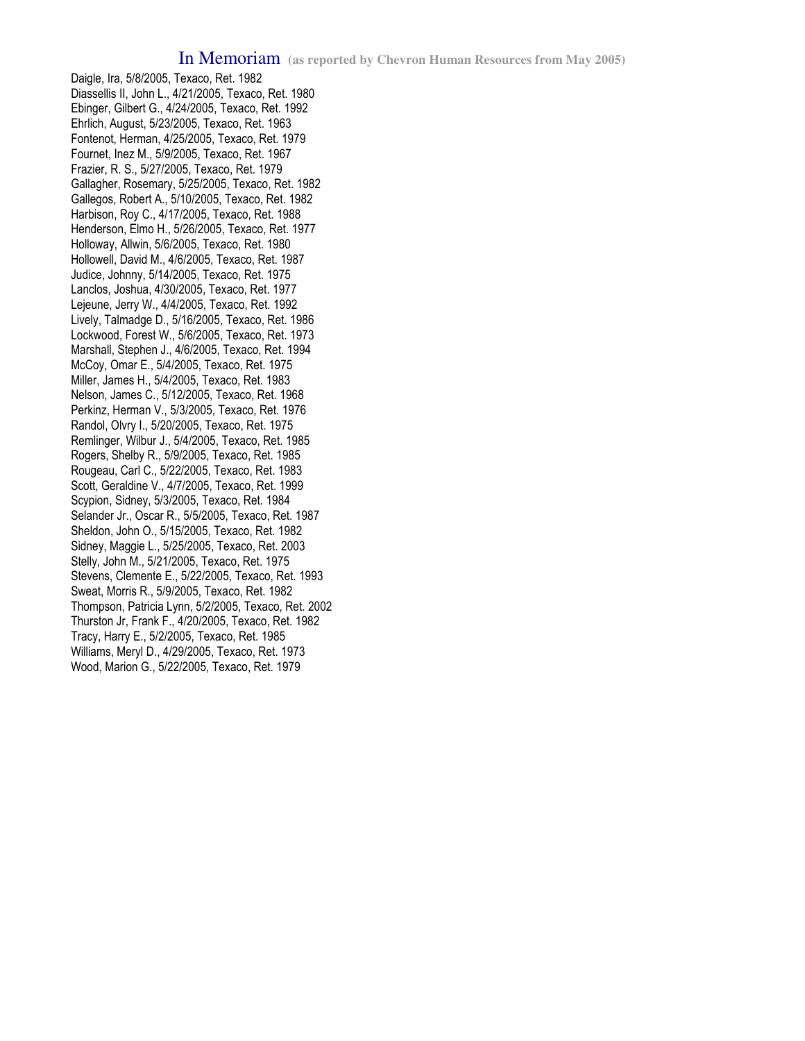## In Memoriam (as reported by Chevron Human Resources from May 2005)

Daigle, Ira, 5/8/2005, Texaco, Ret. 1982
Diassellis II, John L., 4/21/2005, Texaco, Ret. 1980
Ebinger, Gilbert G., 4/24/2005, Texaco, Ret. 1992
Ehrlich, August, 5/23/2005, Texaco, Ret. 1963
Fontenot, Herman, 4/25/2005, Texaco, Ret. 1979
Fournet, Inez M., 5/9/2005, Texaco, Ret. 1967
Frazier, R. S., 5/27/2005, Texaco, Ret. 1979
Gallagher, Rosemary, 5/25/2005, Texaco, Ret. 1982
Gallegos, Robert A., 5/10/2005, Texaco, Ret. 1982
Harbison, Roy C., 4/17/2005, Texaco, Ret. 1988
Henderson, Elmo H., 5/26/2005, Texaco, Ret. 1977
Holloway, Allwin, 5/6/2005, Texaco, Ret. 1980
Hollowell, David M., 4/6/2005, Texaco, Ret. 1987
Judice, Johnny, 5/14/2005, Texaco, Ret. 1975
Lanclos, Joshua, 4/30/2005, Texaco, Ret. 1977
Lejeune, Jerry W., 4/4/2005, Texaco, Ret. 1992
Lively, Talmadge D., 5/16/2005, Texaco, Ret. 1986
Lockwood, Forest W., 5/6/2005, Texaco, Ret. 1973
Marshall, Stephen J., 4/6/2005, Texaco, Ret. 1994
McCoy, Omar E., 5/4/2005, Texaco, Ret. 1975
Miller, James H., 5/4/2005, Texaco, Ret. 1983
Nelson, James C., 5/12/2005, Texaco, Ret. 1968
Perkinz, Herman V., 5/3/2005, Texaco, Ret. 1976
Randol, Olvry I., 5/20/2005, Texaco, Ret. 1975
Remlinger, Wilbur J., 5/4/2005, Texaco, Ret. 1985
Rogers, Shelby R., 5/9/2005, Texaco, Ret. 1985
Rougeau, Carl C., 5/22/2005, Texaco, Ret. 1983
Scott, Geraldine V., 4/7/2005, Texaco, Ret. 1999
Scypion, Sidney, 5/3/2005, Texaco, Ret. 1984
Selander Jr., Oscar R., 5/5/2005, Texaco, Ret. 1987
Sheldon, John O., 5/15/2005, Texaco, Ret. 1982
Sidney, Maggie L., 5/25/2005, Texaco, Ret. 2003
Stelly, John M., 5/21/2005, Texaco, Ret. 1975
Stevens, Clemente E., 5/22/2005, Texaco, Ret. 1993
Sweat, Morris R., 5/9/2005, Texaco, Ret. 1982
Thompson, Patricia Lynn, 5/2/2005, Texaco, Ret. 2002
Thurston Jr, Frank F., 4/20/2005, Texaco, Ret. 1982
Tracy, Harry E., 5/2/2005, Texaco, Ret. 1985
Williams, Meryl D., 4/29/2005, Texaco, Ret. 1973
Wood, Marion G., 5/22/2005, Texaco, Ret. 1979